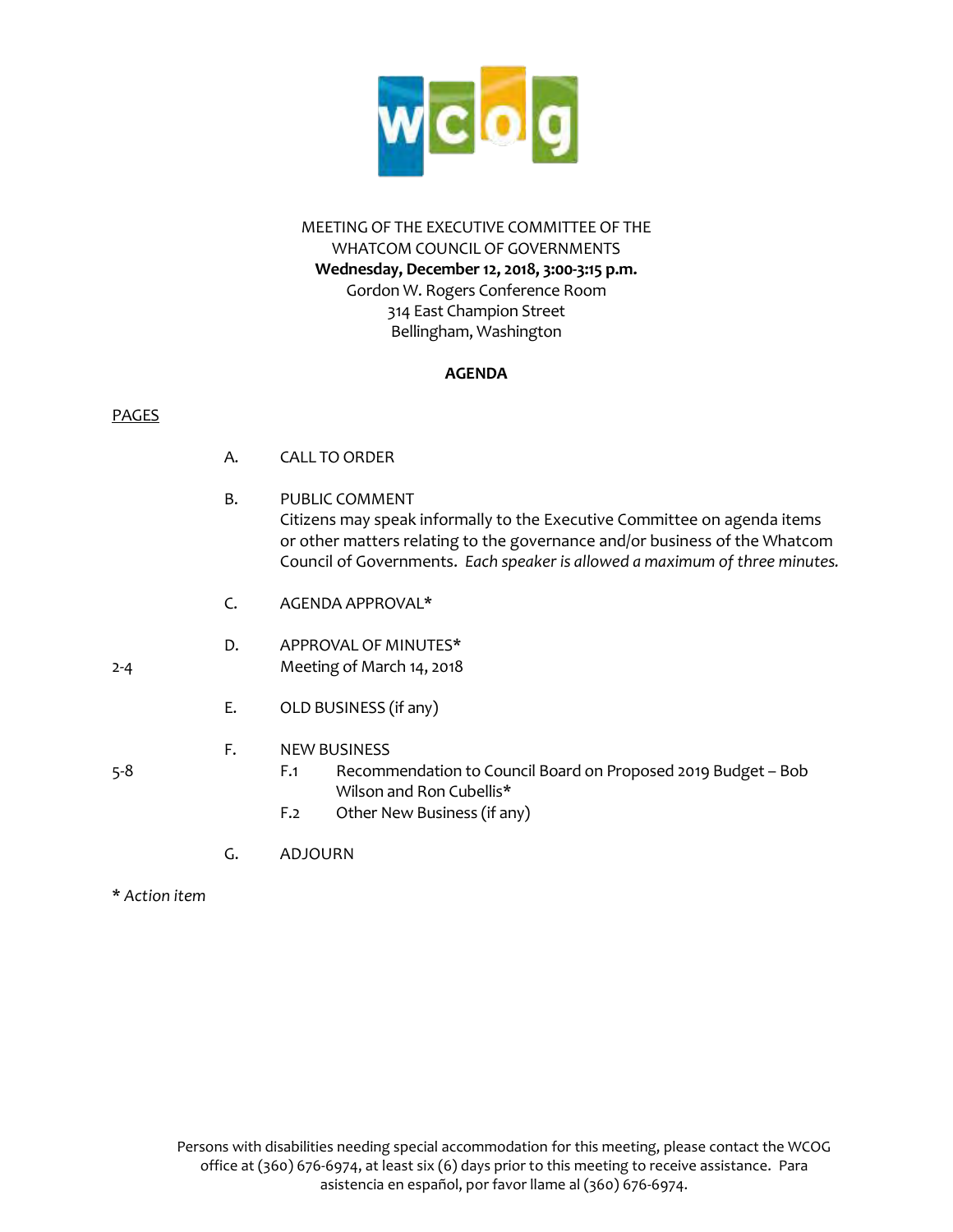wcog

MEETING OF THE EXECUTIVE COMMITTEE OF THE
WHATCOM COUNCIL OF GOVERNMENTS
**Wednesday, December 12, 2018, 3:00-3:15 p.m.**
Gordon W. Rogers Conference Room
314 East Champion Street
Bellingham, Washington

**AGENDA**

PAGES

A. CALL TO ORDER

B. PUBLIC COMMENT
Citizens may speak informally to the Executive Committee on agenda items or other matters relating to the governance and/or business of the Whatcom Council of Governments. *Each speaker is allowed a maximum of three minutes.*

C. AGENDA APPROVAL*

D. APPROVAL OF MINUTES*
2-4 Meeting of March 14, 2018

E. OLD BUSINESS (if any)

F. NEW BUSINESS
5-8 F.1 Recommendation to Council Board on Proposed 2019 Budget – Bob Wilson and Ron Cubellis*
F.2 Other New Business (if any)

G. ADJOURN

\* *Action item*

Persons with disabilities needing special accommodation for this meeting, please contact the WCOG office at (360) 676-6974, at least six (6) days prior to this meeting to receive assistance. Para asistencia en español, por favor llame al (360) 676-6974.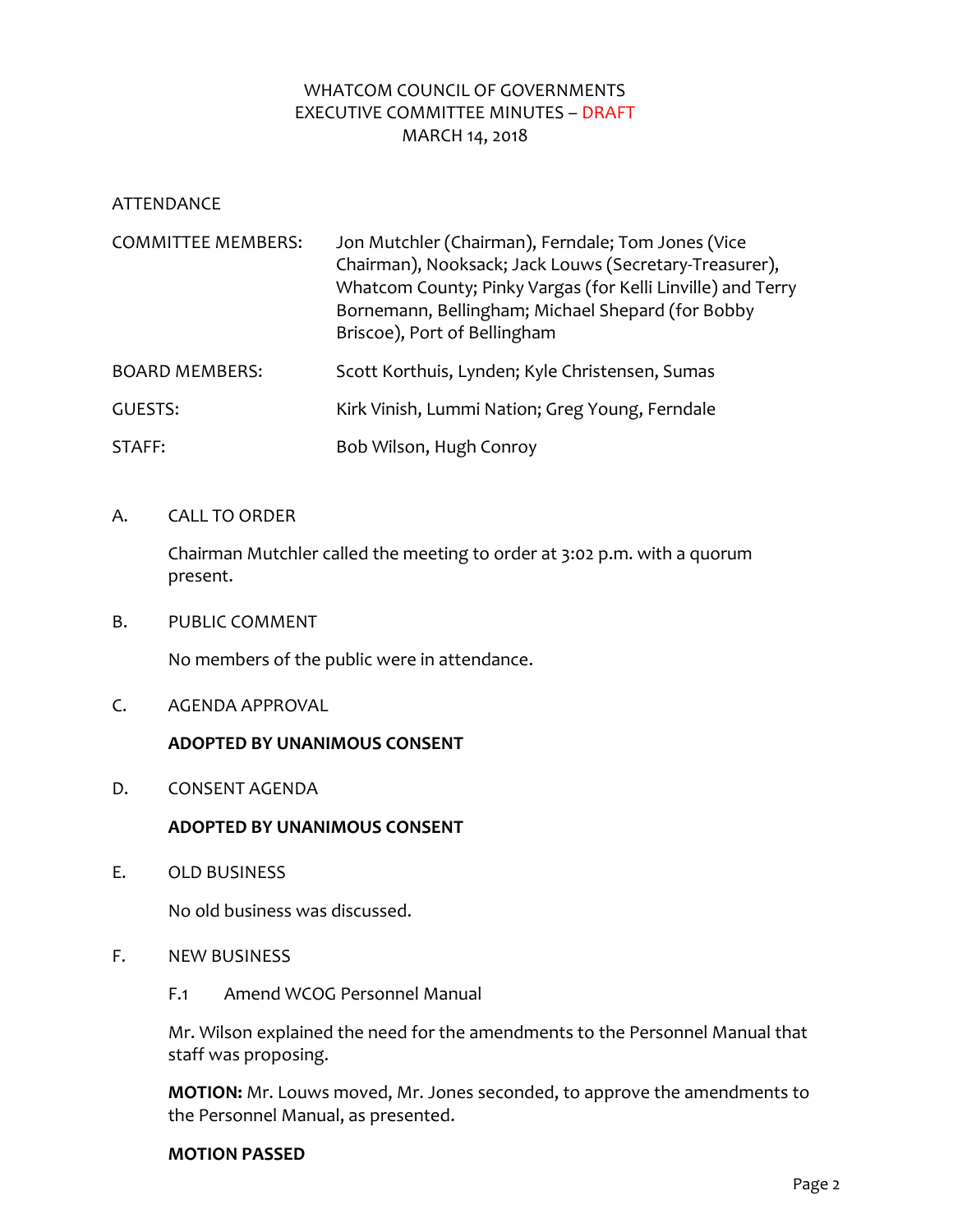WHATCOM COUNCIL OF GOVERNMENTS
EXECUTIVE COMMITTEE MINUTES – DRAFT
MARCH 14, 2018

ATTENDANCE

| | |
|---|---|
| COMMITTEE MEMBERS: | Jon Mutchler (Chairman), Ferndale; Tom Jones (Vice Chairman), Nooksack; Jack Louws (Secretary-Treasurer), Whatcom County; Pinky Vargas (for Kelli Linville) and Terry Bornemann, Bellingham; Michael Shepard (for Bobby Briscoe), Port of Bellingham |
| BOARD MEMBERS: | Scott Korthuis, Lynden; Kyle Christensen, Sumas |
| GUESTS: | Kirk Vinish, Lummi Nation; Greg Young, Ferndale |
| STAFF: | Bob Wilson, Hugh Conroy |

A. CALL TO ORDER

Chairman Mutchler called the meeting to order at 3:02 p.m. with a quorum present.

B. PUBLIC COMMENT

No members of the public were in attendance.

C. AGENDA APPROVAL

**ADOPTED BY UNANIMOUS CONSENT**

D. CONSENT AGENDA

**ADOPTED BY UNANIMOUS CONSENT**

E. OLD BUSINESS

No old business was discussed.

F. NEW BUSINESS

F.1 Amend WCOG Personnel Manual

Mr. Wilson explained the need for the amendments to the Personnel Manual that staff was proposing.

**MOTION:** Mr. Louws moved, Mr. Jones seconded, to approve the amendments to the Personnel Manual, as presented.

**MOTION PASSED**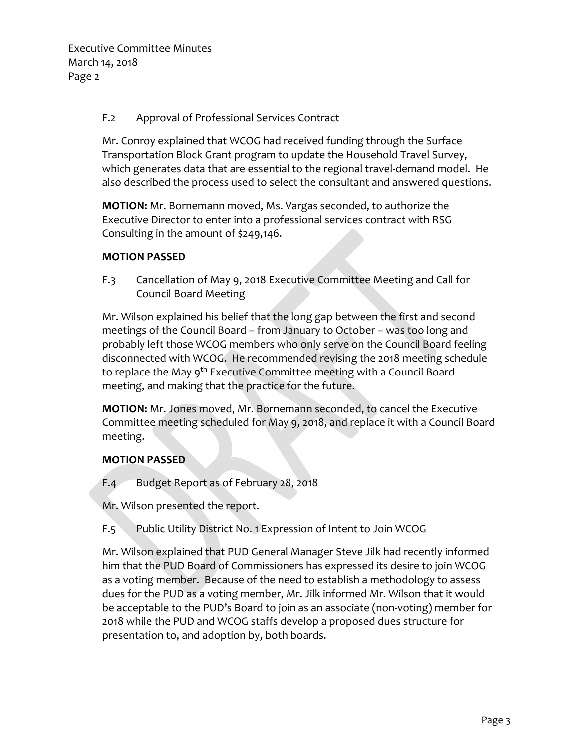F.2 Approval of Professional Services Contract

Mr. Conroy explained that WCOG had received funding through the Surface Transportation Block Grant program to update the Household Travel Survey, which generates data that are essential to the regional travel-demand model. He also described the process used to select the consultant and answered questions.

**MOTION:** Mr. Bornemann moved, Ms. Vargas seconded, to authorize the Executive Director to enter into a professional services contract with RSG Consulting in the amount of $249,146.

**MOTION PASSED**

F.3 Cancellation of May 9, 2018 Executive Committee Meeting and Call for Council Board Meeting

Mr. Wilson explained his belief that the long gap between the first and second meetings of the Council Board – from January to October – was too long and probably left those WCOG members who only serve on the Council Board feeling disconnected with WCOG. He recommended revising the 2018 meeting schedule to replace the May 9th Executive Committee meeting with a Council Board meeting, and making that the practice for the future.

**MOTION:** Mr. Jones moved, Mr. Bornemann seconded, to cancel the Executive Committee meeting scheduled for May 9, 2018, and replace it with a Council Board meeting.

**MOTION PASSED**

F.4 Budget Report as of February 28, 2018

Mr. Wilson presented the report.

F.5 Public Utility District No. 1 Expression of Intent to Join WCOG

Mr. Wilson explained that PUD General Manager Steve Jilk had recently informed him that the PUD Board of Commissioners has expressed its desire to join WCOG as a voting member. Because of the need to establish a methodology to assess dues for the PUD as a voting member, Mr. Jilk informed Mr. Wilson that it would be acceptable to the PUD's Board to join as an associate (non-voting) member for 2018 while the PUD and WCOG staffs develop a proposed dues structure for presentation to, and adoption by, both boards.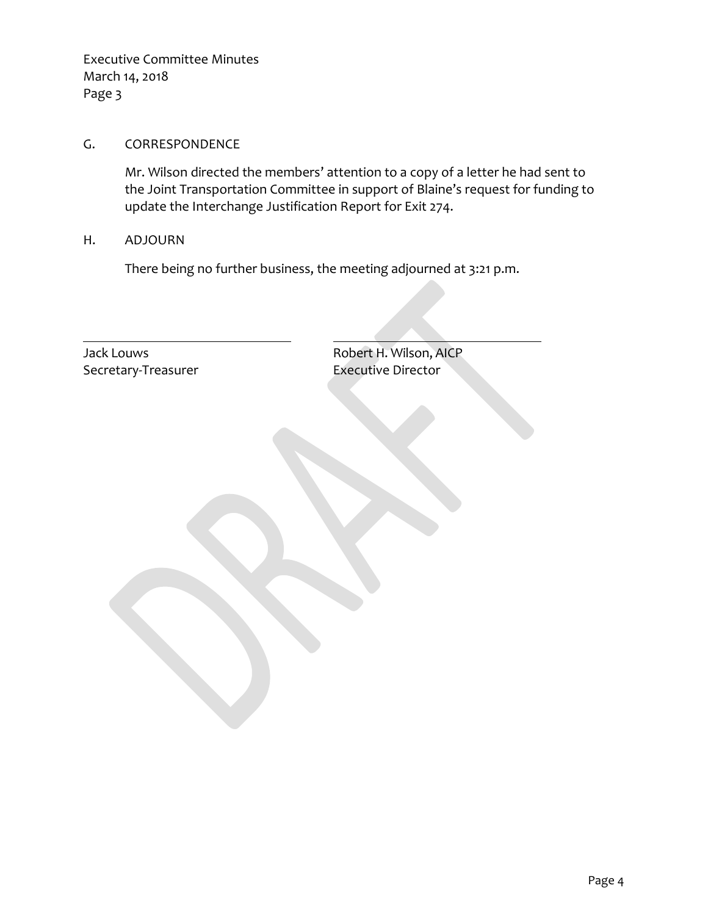## G. CORRESPONDENCE

Mr. Wilson directed the members' attention to a copy of a letter he had sent to the Joint Transportation Committee in support of Blaine's request for funding to update the Interchange Justification Report for Exit 274.

## H. ADJOURN

There being no further business, the meeting adjourned at 3:21 p.m.

| | |
|---|---|
| Jack Louws | Robert H. Wilson, AICP |
| Secretary-Treasurer | Executive Director |

DRAFT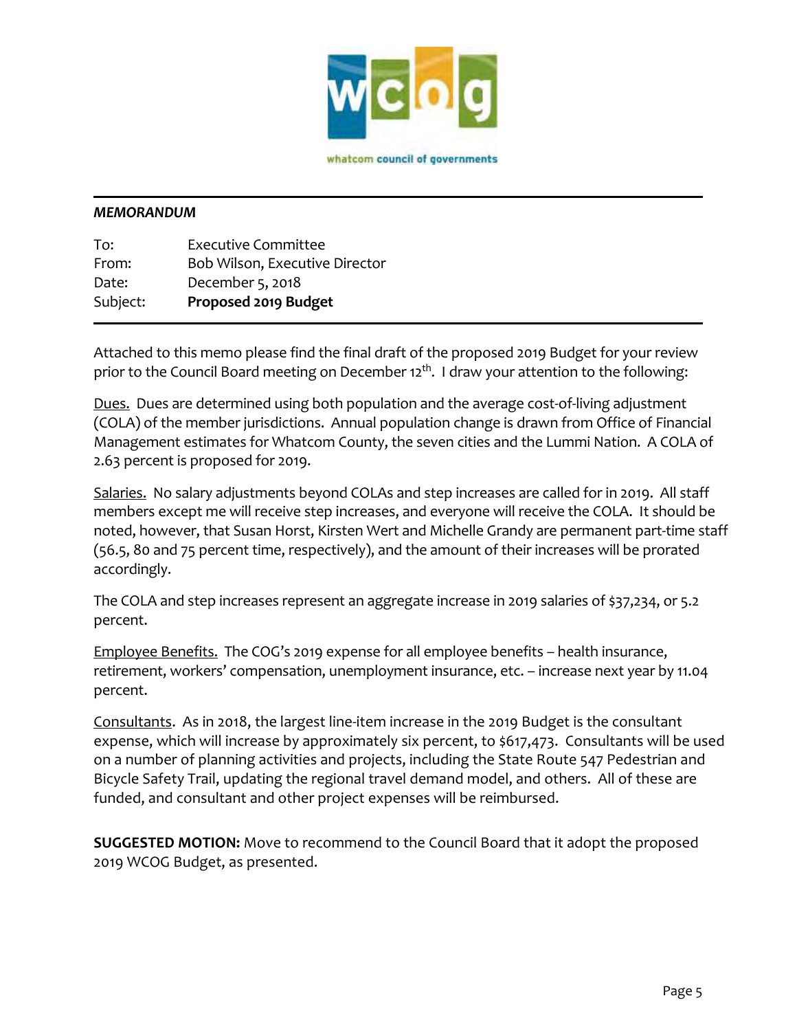whatcom council of governments

***MEMORANDUM***

To: Executive Committee
From: Bob Wilson, Executive Director
Date: December 5, 2018
Subject: **Proposed 2019 Budget**

Attached to this memo please find the final draft of the proposed 2019 Budget for your review prior to the Council Board meeting on December 12th. I draw your attention to the following:

Dues. Dues are determined using both population and the average cost-of-living adjustment (COLA) of the member jurisdictions. Annual population change is drawn from Office of Financial Management estimates for Whatcom County, the seven cities and the Lummi Nation. A COLA of 2.63 percent is proposed for 2019.

Salaries. No salary adjustments beyond COLAs and step increases are called for in 2019. All staff members except me will receive step increases, and everyone will receive the COLA. It should be noted, however, that Susan Horst, Kirsten Wert and Michelle Grandy are permanent part-time staff (56.5, 80 and 75 percent time, respectively), and the amount of their increases will be prorated accordingly.

The COLA and step increases represent an aggregate increase in 2019 salaries of $37,234, or 5.2 percent.

Employee Benefits. The COG's 2019 expense for all employee benefits – health insurance, retirement, workers' compensation, unemployment insurance, etc. – increase next year by 11.04 percent.

Consultants. As in 2018, the largest line-item increase in the 2019 Budget is the consultant expense, which will increase by approximately six percent, to $617,473. Consultants will be used on a number of planning activities and projects, including the State Route 547 Pedestrian and Bicycle Safety Trail, updating the regional travel demand model, and others. All of these are funded, and consultant and other project expenses will be reimbursed.

**SUGGESTED MOTION:** Move to recommend to the Council Board that it adopt the proposed 2019 WCOG Budget, as presented.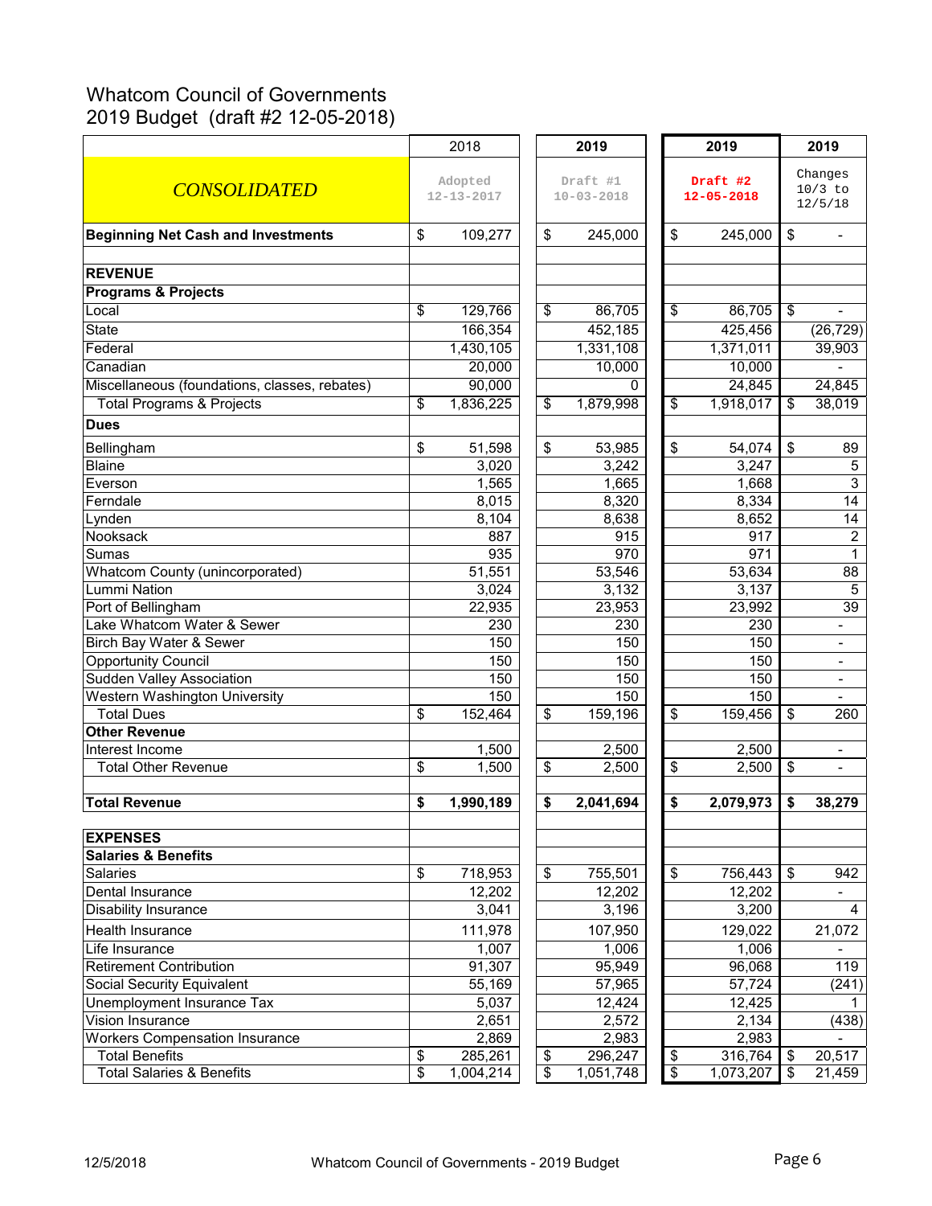# Whatcom Council of Governments
## 2019 Budget (draft #2 12-05-2018)

| *CONSOLIDATED* | 2018 Adopted 12-13-2017 | 2019 Draft #1 10-03-2018 | 2019 Draft #2 12-05-2018 | 2019 Changes 10/3 to 12/5/18 |
|---|---|---|---|---|
| **Beginning Net Cash and Investments** | $ 109,277 | $ 245,000 | $ 245,000 | $ - |
| | | | | |
| **REVENUE** | | | | |
| **Programs & Projects** | | | | |
| Local | $ 129,766 | $ 86,705 | $ 86,705 | $ - |
| State | 166,354 | 452,185 | 425,456 | (26,729) |
| Federal | 1,430,105 | 1,331,108 | 1,371,011 | 39,903 |
| Canadian | 20,000 | 10,000 | 10,000 | - |
| Miscellaneous (foundations, classes, rebates) | 90,000 | 0 | 24,845 | 24,845 |
| Total Programs & Projects | $ 1,836,225 | $ 1,879,998 | $ 1,918,017 | $ 38,019 |
| **Dues** | | | | |
| Bellingham | $ 51,598 | $ 53,985 | $ 54,074 | $ 89 |
| Blaine | 3,020 | 3,242 | 3,247 | 5 |
| Everson | 1,565 | 1,665 | 1,668 | 3 |
| Ferndale | 8,015 | 8,320 | 8,334 | 14 |
| Lynden | 8,104 | 8,638 | 8,652 | 14 |
| Nooksack | 887 | 915 | 917 | 2 |
| Sumas | 935 | 970 | 971 | 1 |
| Whatcom County (unincorporated) | 51,551 | 53,546 | 53,634 | 88 |
| Lummi Nation | 3,024 | 3,132 | 3,137 | 5 |
| Port of Bellingham | 22,935 | 23,953 | 23,992 | 39 |
| Lake Whatcom Water & Sewer | 230 | 230 | 230 | - |
| Birch Bay Water & Sewer | 150 | 150 | 150 | - |
| Opportunity Council | 150 | 150 | 150 | - |
| Sudden Valley Association | 150 | 150 | 150 | - |
| Western Washington University | 150 | 150 | 150 | - |
| Total Dues | $ 152,464 | $ 159,196 | $ 159,456 | $ 260 |
| **Other Revenue** | | | | |
| Interest Income | 1,500 | 2,500 | 2,500 | - |
| Total Other Revenue | $ 1,500 | $ 2,500 | $ 2,500 | $ - |
| | | | | |
| **Total Revenue** | **$ 1,990,189** | **$ 2,041,694** | **$ 2,079,973** | **$ 38,279** |
| | | | | |
| **EXPENSES** | | | | |
| **Salaries & Benefits** | | | | |
| Salaries | $ 718,953 | $ 755,501 | $ 756,443 | $ 942 |
| Dental Insurance | 12,202 | 12,202 | 12,202 | - |
| Disability Insurance | 3,041 | 3,196 | 3,200 | 4 |
| Health Insurance | 111,978 | 107,950 | 129,022 | 21,072 |
| Life Insurance | 1,007 | 1,006 | 1,006 | - |
| Retirement Contribution | 91,307 | 95,949 | 96,068 | 119 |
| Social Security Equivalent | 55,169 | 57,965 | 57,724 | (241) |
| Unemployment Insurance Tax | 5,037 | 12,424 | 12,425 | 1 |
| Vision Insurance | 2,651 | 2,572 | 2,134 | (438) |
| Workers Compensation Insurance | 2,869 | 2,983 | 2,983 | - |
| Total Benefits | $ 285,261 | $ 296,247 | $ 316,764 | $ 20,517 |
| Total Salaries & Benefits | $ 1,004,214 | $ 1,051,748 | $ 1,073,207 | $ 21,459 |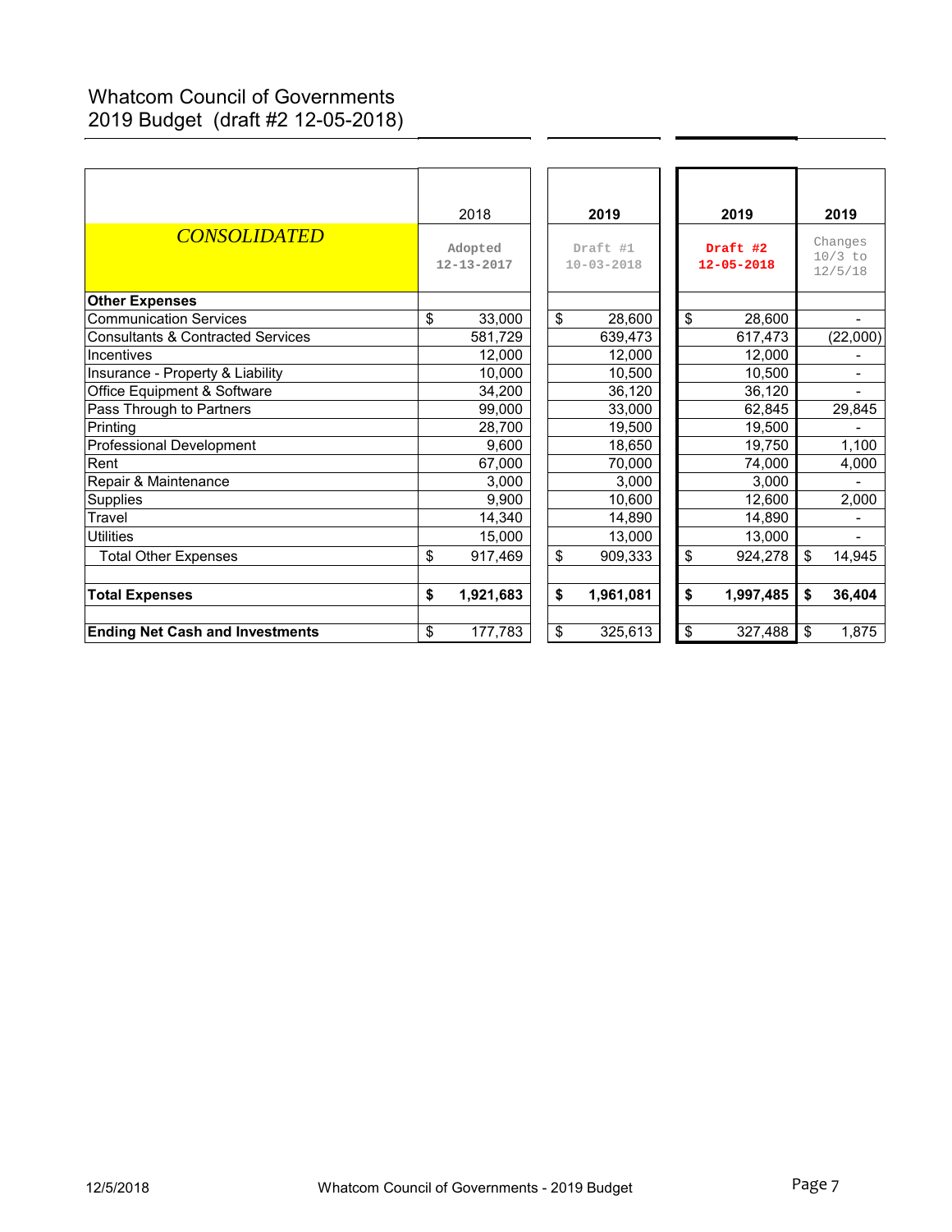# Whatcom Council of Governments
## 2019 Budget (draft #2 12-05-2018)

| *CONSOLIDATED* | 2018 Adopted 12-13-2017 | 2019 Draft #1 10-03-2018 | 2019 Draft #2 12-05-2018 | 2019 Changes 10/3 to 12/5/18 |
|---|---|---|---|---|
| **Other Expenses** | | | | |
| Communication Services | $ 33,000 | $ 28,600 | $ 28,600 | - |
| Consultants & Contracted Services | 581,729 | 639,473 | 617,473 | (22,000) |
| Incentives | 12,000 | 12,000 | 12,000 | - |
| Insurance - Property & Liability | 10,000 | 10,500 | 10,500 | - |
| Office Equipment & Software | 34,200 | 36,120 | 36,120 | - |
| Pass Through to Partners | 99,000 | 33,000 | 62,845 | 29,845 |
| Printing | 28,700 | 19,500 | 19,500 | - |
| Professional Development | 9,600 | 18,650 | 19,750 | 1,100 |
| Rent | 67,000 | 70,000 | 74,000 | 4,000 |
| Repair & Maintenance | 3,000 | 3,000 | 3,000 | - |
| Supplies | 9,900 | 10,600 | 12,600 | 2,000 |
| Travel | 14,340 | 14,890 | 14,890 | - |
| Utilities | 15,000 | 13,000 | 13,000 | - |
| Total Other Expenses | $ 917,469 | $ 909,333 | $ 924,278 | $ 14,945 |
| | | | | |
| **Total Expenses** | **$ 1,921,683** | **$ 1,961,081** | **$ 1,997,485** | **$ 36,404** |
| | | | | |
| **Ending Net Cash and Investments** | $ 177,783 | $ 325,613 | $ 327,488 | $ 1,875 |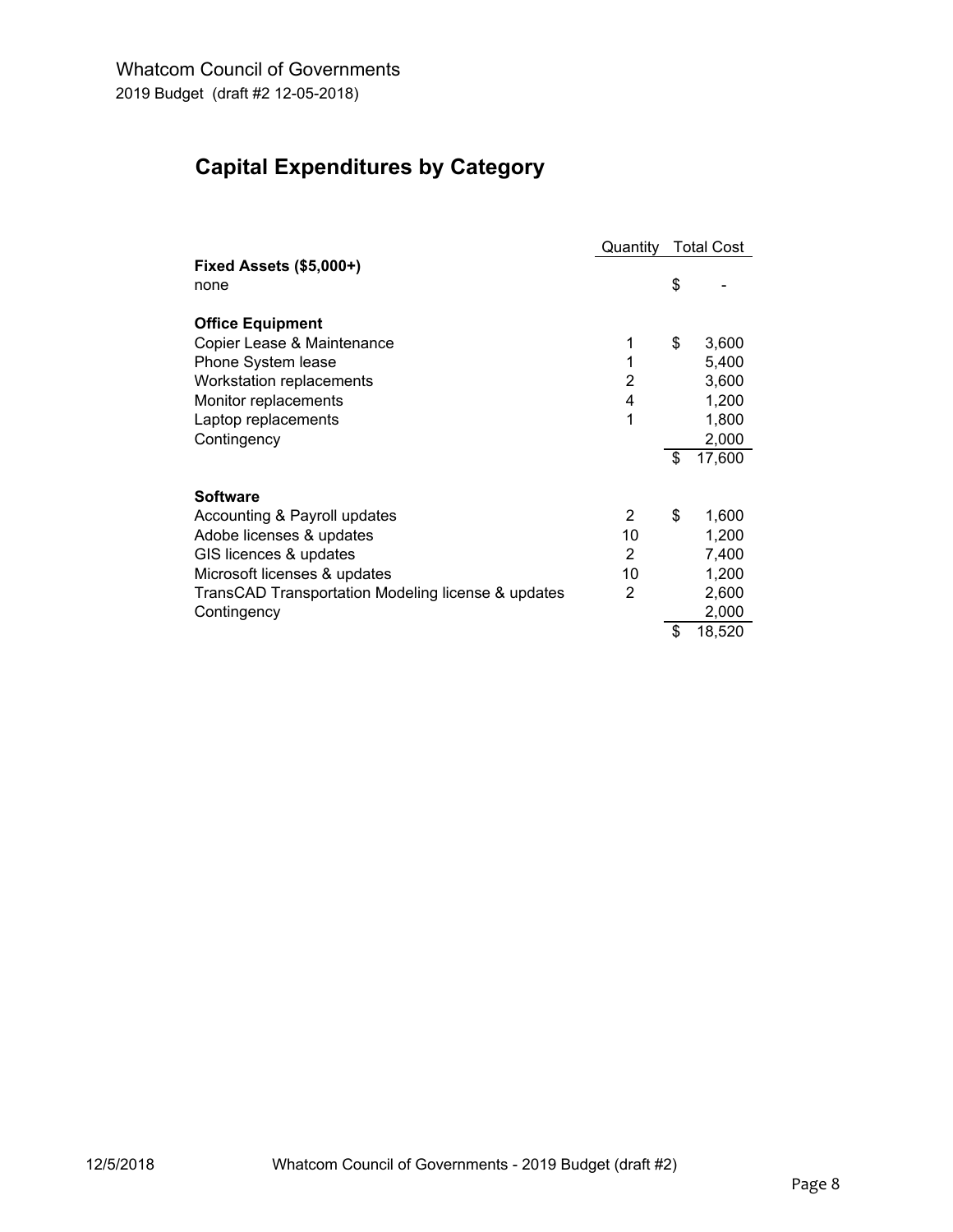Whatcom Council of Governments

2019 Budget (draft #2 12-05-2018)

## Capital Expenditures by Category

| | Quantity | Total Cost |
|---|---|---|
| **Fixed Assets ($5,000+)** | | |
| none | | $ - |
| | | |
| **Office Equipment** | | |
| Copier Lease & Maintenance | 1 | $ 3,600 |
| Phone System lease | 1 | 5,400 |
| Workstation replacements | 2 | 3,600 |
| Monitor replacements | 4 | 1,200 |
| Laptop replacements | 1 | 1,800 |
| Contingency | | 2,000 |
| | | $ 17,600 |
| | | |
| **Software** | | |
| Accounting & Payroll updates | 2 | $ 1,600 |
| Adobe licenses & updates | 10 | 1,200 |
| GIS licences & updates | 2 | 7,400 |
| Microsoft licenses & updates | 10 | 1,200 |
| TransCAD Transportation Modeling license & updates | 2 | 2,600 |
| Contingency | | 2,000 |
| | | $ 18,520 |